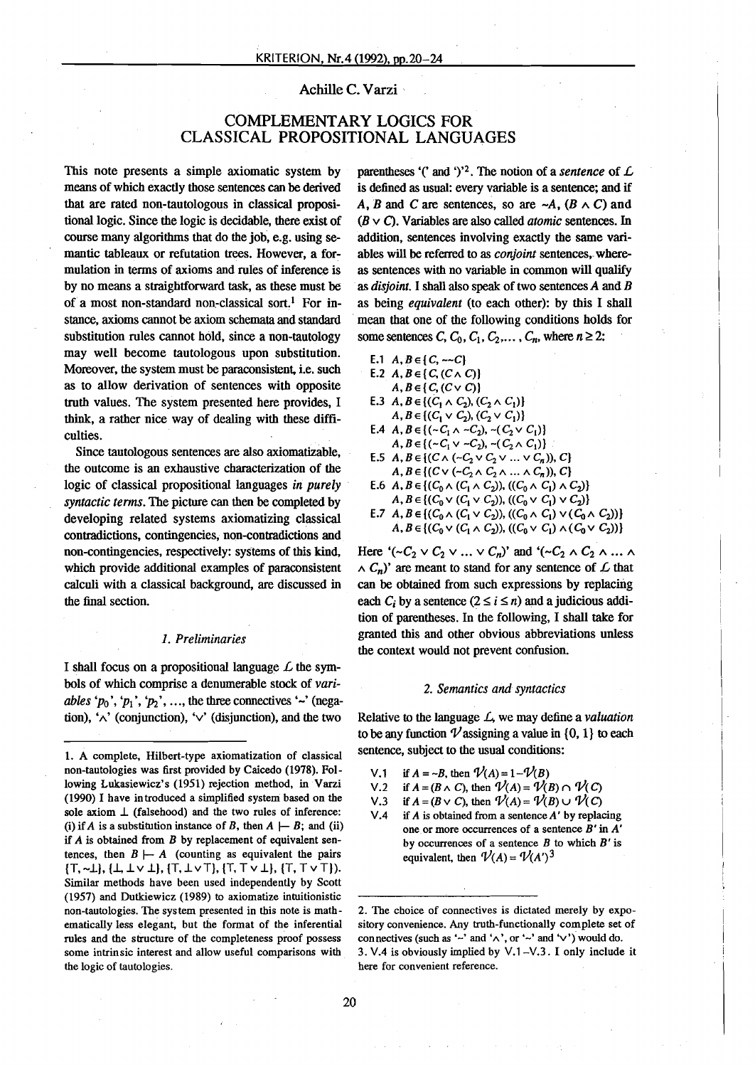Achille C. Varzi

# COMPLEMENTARY LOGICS FOR CLASSICAL PROPOSITIONAL LANGUAGES

This note presents a simple axiomatic system by means of which exactly those sentences can be derived that are rated non-tautologous in classical propositional logic. Since the logic is decidable, there exist of course many algorithms that do the job, e.g. using semantic tableaux or refutation trees. However, a formulation in terms of axioms and rules of inference is by no means a straightforward task, as these must be of a most non-standard non-classical sort.[1] For instance, axioms cannot be axiom schemata and standard substitution rules cannot hold, since a non-tautology may well become tautologous upon substitution. Moreover, the system must be paraconsistent, i.e. such as to allow derivation of sentences with opposite truth values. The system presented here provides, I think, a rather nice way of dealing with these difficulties.

Since tautologous sentences are also axiomatizable, the outcome is an exhaustive characterization of the logic of classical propositional languages *in purely syntactic terms*. The picture can then be completed by developing related systems axiomatizing classical contradictions, contingencies, non-contradictions and non-contingencies, respectively: systems of this kind, which provide additional examples of paraconsistent calculi with a classical background, are discussed in the final section.

## *1. Preliminaries*

I shall focus on a propositional language $\mathcal{L}$ the symbols of which comprise a denumerable stock of *variables* '$p_0$', '$p_1$', '$p_2$', ..., the three connectives '$\sim$' (negation), '$\wedge$' (conjunction), '$\vee$' (disjunction), and the two parentheses '(' and ')'[2]. The notion of a *sentence* of $\mathcal{L}$ is defined as usual: every variable is a sentence; and if $A$, $B$ and $C$ are sentences, so are $\sim A$, $(B \wedge C)$ and $(B \vee C)$. Variables are also called *atomic* sentences. In addition, sentences involving exactly the same variables will be referred to as *conjoint* sentences, whereas sentences with no variable in common will qualify as *disjoint*. I shall also speak of two sentences $A$ and $B$ as being *equivalent* (to each other): by this I shall mean that one of the following conditions holds for some sentences $C, C_0, C_1, C_2, \ldots, C_n$, where $n \geq 2$:

E.1 $A, B \in \{C, \sim\sim C\}$

E.2 $A, B \in \{C, (C \wedge C)\}$
$A, B \in \{C, (C \vee C)\}$

E.3 $A, B \in \{(C_1 \wedge C_2), (C_2 \wedge C_1)\}$
$A, B \in \{(C_1 \vee C_2), (C_2 \vee C_1)\}$

E.4 $A, B \in \{(\sim C_1 \wedge \sim C_2), \sim(C_2 \vee C_1)\}$
$A, B \in \{(\sim C_1 \vee \sim C_2), \sim(C_2 \wedge C_1)\}$

E.5 $A, B \in \{(C \wedge (\sim C_2 \vee C_2 \vee \ldots \vee C_n)), C\}$
$A, B \in \{(C \vee (\sim C_2 \wedge C_2 \wedge \ldots \wedge C_n)), C\}$

E.6 $A, B \in \{(C_0 \wedge (C_1 \wedge C_2)), ((C_0 \wedge C_1) \wedge C_2)\}$
$A, B \in \{(C_0 \vee (C_1 \vee C_2)), ((C_0 \vee C_1) \vee C_2)\}$

E.7 $A, B \in \{(C_0 \wedge (C_1 \vee C_2)), ((C_0 \wedge C_1) \vee (C_0 \wedge C_2))\}$
$A, B \in \{(C_0 \vee (C_1 \wedge C_2)), ((C_0 \vee C_1) \wedge (C_0 \vee C_2))\}$

Here '$(\sim C_2 \vee C_2 \vee \ldots \vee C_n)$' and '$(\sim C_2 \wedge C_2 \wedge \ldots \wedge C_n)$' are meant to stand for any sentence of $\mathcal{L}$ that can be obtained from such expressions by replacing each $C_i$ by a sentence $(2 \leq i \leq n)$ and a judicious addition of parentheses. In the following, I shall take for granted this and other obvious abbreviations unless the context would not prevent confusion.

## *2. Semantics and syntactics*

Relative to the language $\mathcal{L}$, we may define a *valuation* to be any function $\mathcal{V}$ assigning a value in $\{0, 1\}$ to each sentence, subject to the usual conditions:

V.1 if $A = \sim B$, then $\mathcal{V}(A) = 1 - \mathcal{V}(B)$

V.2 if $A = (B \wedge C)$, then $\mathcal{V}(A) = \mathcal{V}(B) \cap \mathcal{V}(C)$

V.3 if $A = (B \vee C)$, then $\mathcal{V}(A) = \mathcal{V}(B) \cup \mathcal{V}(C)$

V.4 if $A$ is obtained from a sentence $A'$ by replacing one or more occurrences of a sentence $B'$ in $A'$ by occurrences of a sentence $B$ to which $B'$ is equivalent, then $\mathcal{V}(A) = \mathcal{V}(A')$[3]

---

1. A complete, Hilbert-type axiomatization of classical non-tautologies was first provided by Caicedo (1978). Following Łukasiewicz's (1951) rejection method, in Varzi (1990) I have introduced a simplified system based on the sole axiom $\perp$ (falsehood) and the two rules of inference: (i) if $A$ is a substitution instance of $B$, then $A \vdash B$; and (ii) if $A$ is obtained from $B$ by replacement of equivalent sentences, then $B \vdash A$ (counting as equivalent the pairs $\{\top, \sim\perp\}$, $\{\perp, \perp \vee \perp\}$, $\{\top, \perp \vee \top\}$, $\{\top, \top \vee \perp\}$, $\{\top, \top \vee \top\}$). Similar methods have been used independently by Scott (1957) and Dutkiewicz (1989) to axiomatize intuitionistic non-tautologies. The system presented in this note is mathematically less elegant, but the format of the inferential rules and the structure of the completeness proof possess some intrinsic interest and allow useful comparisons with the logic of tautologies.

2. The choice of connectives is dictated merely by expository convenience. Any truth-functionally complete set of connectives (such as '$\sim$' and '$\wedge$', or '$\sim$' and '$\vee$') would do.

3. V.4 is obviously implied by V.1–V.3. I only include it here for convenient reference.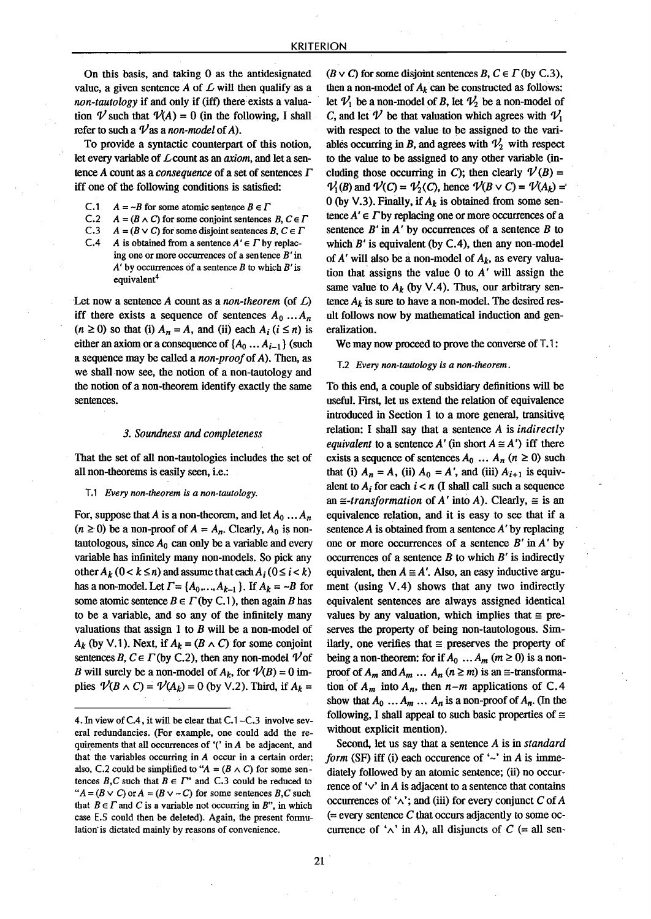On this basis, and taking 0 as the antidesignated value, a given sentence $A$ of $\mathcal{L}$ will then qualify as a *non-tautology* if and only if (iff) there exists a valuation $\mathcal{V}$ such that $\mathcal{V}(A) = 0$ (in the following, I shall refer to such a $\mathcal{V}$ as a *non-model* of $A$).

To provide a syntactic counterpart of this notion, let every variable of $\mathcal{L}$ count as an *axiom*, and let a sentence $A$ count as a *consequence* of a set of sentences $\Gamma$ iff one of the following conditions is satisfied:

- C.1 $A = {\sim}B$ for some atomic sentence $B \in \Gamma$
- C.2 $A = (B \wedge C)$ for some conjoint sentences $B, C \in \Gamma$
- C.3 $A = (B \vee C)$ for some disjoint sentences $B, C \in \Gamma$
- C.4 $A$ is obtained from a sentence $A' \in \Gamma$ by replacing one or more occurrences of a sentence $B'$ in $A'$ by occurrences of a sentence $B$ to which $B'$ is equivalent[4]

Let now a sentence $A$ count as a *non-theorem* (of $\mathcal{L}$) iff there exists a sequence of sentences $A_0 \ldots A_n$ ($n \geq 0$) so that (i) $A_n = A$, and (ii) each $A_i$ ($i \leq n$) is either an axiom or a consequence of $\{A_0 \ldots A_{i-1}\}$ (such a sequence may be called a *non-proof* of $A$). Then, as we shall now see, the notion of a non-tautology and the notion of a non-theorem identify exactly the same sentences.

### 3. Soundness and completeness

That the set of all non-tautologies includes the set of all non-theorems is easily seen, i.e.:

T.1 *Every non-theorem is a non-tautology.*

For, suppose that $A$ is a non-theorem, and let $A_0 \ldots A_n$ ($n \geq 0$) be a non-proof of $A = A_n$. Clearly, $A_0$ is non-tautologous, since $A_0$ can only be a variable and every variable has infinitely many non-models. So pick any other $A_k$ ($0 < k \leq n$) and assume that each $A_i$ ($0 \leq i < k$) has a non-model. Let $\Gamma = \{A_0, \ldots, A_{k-1}\}$. If $A_k = {\sim}B$ for some atomic sentence $B \in \Gamma$ (by C.1), then again $B$ has to be a variable, and so any of the infinitely many valuations that assign 1 to $B$ will be a non-model of $A_k$ (by V.1). Next, if $A_k = (B \wedge C)$ for some conjoint sentences $B, C \in \Gamma$ (by C.2), then any non-model $\mathcal{V}$ of $B$ will surely be a non-model of $A_k$, for $\mathcal{V}(B) = 0$ implies $\mathcal{V}(B \wedge C) = \mathcal{V}(A_k) = 0$ (by V.2). Third, if $A_k = (B \vee C)$ for some disjoint sentences $B, C \in \Gamma$ (by C.3), then a non-model of $A_k$ can be constructed as follows: let $\mathcal{V}_1$ be a non-model of $B$, let $\mathcal{V}_2$ be a non-model of $C$, and let $\mathcal{V}$ be that valuation which agrees with $\mathcal{V}_1$ with respect to the value to be assigned to the variables occurring in $B$, and agrees with $\mathcal{V}_2$ with respect to the value to be assigned to any other variable (including those occurring in $C$); then clearly $\mathcal{V}(B) = \mathcal{V}_1(B)$ and $\mathcal{V}(C) = \mathcal{V}_2(C)$, hence $\mathcal{V}(B \vee C) = \mathcal{V}(A_k) = 0$ (by V.3). Finally, if $A_k$ is obtained from some sentence $A' \in \Gamma$ by replacing one or more occurrences of a sentence $B'$ in $A'$ by occurrences of a sentence $B$ to which $B'$ is equivalent (by C.4), then any non-model of $A'$ will also be a non-model of $A_k$, as every valuation that assigns the value 0 to $A'$ will assign the same value to $A_k$ (by V.4). Thus, our arbitrary sentence $A_k$ is sure to have a non-model. The desired result follows now by mathematical induction and generalization.

We may now proceed to prove the converse of T.1:

T.2 *Every non-tautology is a non-theorem.*

To this end, a couple of subsidiary definitions will be useful. First, let us extend the relation of equivalence introduced in Section 1 to a more general, transitive relation: I shall say that a sentence $A$ is *indirectly equivalent* to a sentence $A'$ (in short $A \cong A'$) iff there exists a sequence of sentences $A_0 \ldots A_n$ ($n \geq 0$) such that (i) $A_n = A$, (ii) $A_0 = A'$, and (iii) $A_{i+1}$ is equivalent to $A_i$ for each $i < n$ (I shall call such a sequence an $\cong$*-transformation* of $A'$ into $A$). Clearly, $\cong$ is an equivalence relation, and it is easy to see that if a sentence $A$ is obtained from a sentence $A'$ by replacing one or more occurrences of a sentence $B'$ in $A'$ by occurrences of a sentence $B$ to which $B'$ is indirectly equivalent, then $A \cong A'$. Also, an easy inductive argument (using V.4) shows that any two indirectly equivalent sentences are always assigned identical values by any valuation, which implies that $\cong$ preserves the property of being non-tautologous. Similarly, one verifies that $\cong$ preserves the property of being a non-theorem: for if $A_0 \ldots A_m$ ($m \geq 0$) is a non-proof of $A_m$ and $A_m \ldots A_n$ ($n \geq m$) is an $\cong$-transformation of $A_m$ into $A_n$, then $n-m$ applications of C.4 show that $A_0 \ldots A_m \ldots A_n$ is a non-proof of $A_n$. (In the following, I shall appeal to such basic properties of $\cong$ without explicit mention).

Second, let us say that a sentence $A$ is in *standard form* (SF) iff (i) each occurrence of '$\sim$' in $A$ is immediately followed by an atomic sentence; (ii) no occurrence of '$\vee$' in $A$ is adjacent to a sentence that contains occurrences of '$\wedge$'; and (iii) for every conjunct $C$ of $A$ (= every sentence $C$ that occurs adjacently to some occurrence of '$\wedge$' in $A$), all disjuncts of $C$ (= all sen-

---

4. In view of C.4, it will be clear that C.1–C.3 involve several redundancies. (For example, one could add the requirements that all occurrences of '(' in $A$ be adjacent, and that the variables occurring in $A$ occur in a certain order; also, C.2 could be simplified to "$A = (B \wedge C)$ for some sentences $B, C$ such that $B \in \Gamma$" and C.3 could be reduced to "$A = (B \vee C)$ or $A = (B \vee {\sim}C)$ for some sentences $B, C$ such that $B \in \Gamma$ and $C$ is a variable not occurring in $B$", in which case E.5 could then be deleted). Again, the present formulation is dictated mainly by reasons of convenience.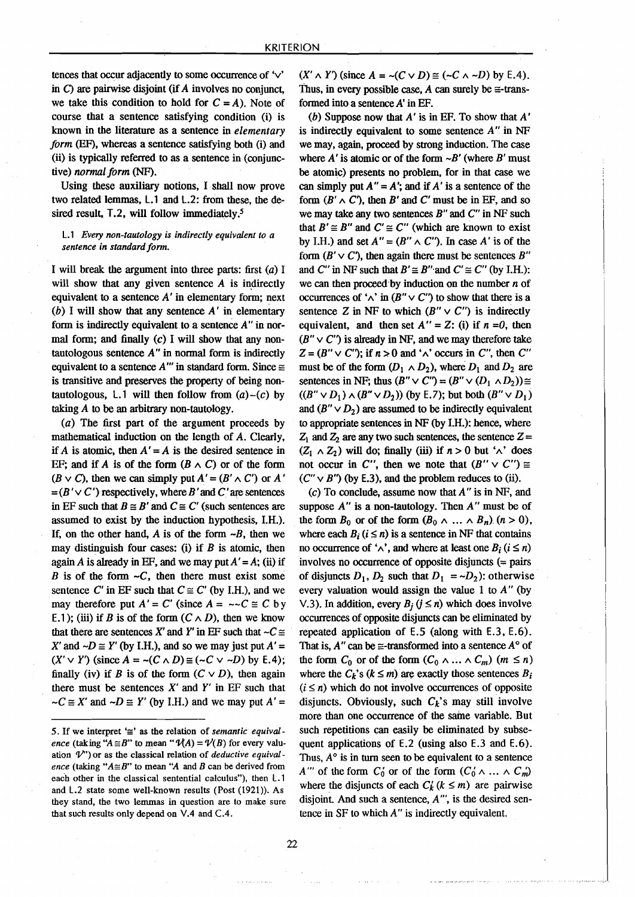tences that occur adjacently to some occurrence of '$\vee$' in $C$) are pairwise disjoint (if $A$ involves no conjunct, we take this condition to hold for $C = A$). Note of course that a sentence satisfying condition (i) is known in the literature as a sentence in *elementary form* (EF), whereas a sentence satisfying both (i) and (ii) is typically referred to as a sentence in (conjunctive) *normal form* (NF).

Using these auxiliary notions, I shall now prove two related lemmas, L.1 and L.2: from these, the desired result, T.2, will follow immediately.[5]

L.1 *Every non-tautology is indirectly equivalent to a sentence in standard form.*

I will break the argument into three parts: first (*a*) I will show that any given sentence $A$ is indirectly equivalent to a sentence $A'$ in elementary form; next (*b*) I will show that any sentence $A'$ in elementary form is indirectly equivalent to a sentence $A''$ in normal form; and finally (*c*) I will show that any non-tautologous sentence $A''$ in normal form is indirectly equivalent to a sentence $A'''$ in standard form. Since $\cong$ is transitive and preserves the property of being non-tautologous, L.1 will then follow from (*a*)–(*c*) by taking $A$ to be an arbitrary non-tautology.

(*a*) The first part of the argument proceeds by mathematical induction on the length of $A$. Clearly, if $A$ is atomic, then $A' = A$ is the desired sentence in EF; and if $A$ is of the form $(B \wedge C)$ or of the form $(B \vee C)$, then we can simply put $A' = (B' \wedge C')$ or $A' = (B' \vee C')$ respectively, where $B'$ and $C'$ are sentences in EF such that $B \cong B'$ and $C \cong C'$ (such sentences are assumed to exist by the induction hypothesis, I.H.). If, on the other hand, $A$ is of the form $\sim B$, then we may distinguish four cases: (i) if $B$ is atomic, then again $A$ is already in EF, and we may put $A' = A$; (ii) if $B$ is of the form $\sim C$, then there must exist some sentence $C'$ in EF such that $C \cong C'$ (by I.H.), and we may therefore put $A' = C'$ (since $A = \sim\sim C \cong C$ by E.1); (iii) if $B$ is of the form $(C \wedge D)$, then we know that there are sentences $X'$ and $Y'$ in EF such that $\sim C \cong X'$ and $\sim D \cong Y'$ (by I.H.), and so we may just put $A' = (X' \vee Y')$ (since $A = \sim(C \wedge D) \cong (\sim C \vee \sim D)$ by E.4); finally (iv) if $B$ is of the form $(C \vee D)$, then again there must be sentences $X'$ and $Y'$ in EF such that $\sim C \cong X'$ and $\sim D \cong Y'$ (by I.H.) and we may put $A' = (X' \wedge Y')$ (since $A = \sim(C \vee D) \cong (\sim C \wedge \sim D)$ by E.4). Thus, in every possible case, $A$ can surely be $\cong$-transformed into a sentence $A'$ in EF.

(*b*) Suppose now that $A'$ is in EF. To show that $A'$ is indirectly equivalent to some sentence $A''$ in NF we may, again, proceed by strong induction. The case where $A'$ is atomic or of the form $\sim B'$ (where $B'$ must be atomic) presents no problem, for in that case we can simply put $A'' = A'$; and if $A'$ is a sentence of the form $(B' \wedge C')$, then $B'$ and $C'$ must be in EF, and so we may take any two sentences $B''$ and $C''$ in NF such that $B' \cong B''$ and $C' \cong C''$ (which are known to exist by I.H.) and set $A'' = (B'' \wedge C'')$. In case $A'$ is of the form $(B' \vee C')$, then again there must be sentences $B''$ and $C''$ in NF such that $B' \cong B''$ and $C' \cong C''$ (by I.H.): we can then proceed by induction on the number $n$ of occurrences of '$\wedge$' in $(B'' \vee C'')$ to show that there is a sentence $Z$ in NF to which $(B'' \vee C'')$ is indirectly equivalent, and then set $A'' = Z$: (i) if $n = 0$, then $(B'' \vee C'')$ is already in NF, and we may therefore take $Z = (B'' \vee C'')$; if $n > 0$ and '$\wedge$' occurs in $C''$, then $C''$ must be of the form $(D_1 \wedge D_2)$, where $D_1$ and $D_2$ are sentences in NF; thus $(B'' \vee C'') = (B'' \vee (D_1 \wedge D_2)) \cong ((B'' \vee D_1) \wedge (B'' \vee D_2))$ (by E.7); but both $(B'' \vee D_1)$ and $(B'' \vee D_2)$ are assumed to be indirectly equivalent to appropriate sentences in NF (by I.H.): hence, where $Z_1$ and $Z_2$ are any two such sentences, the sentence $Z = (Z_1 \wedge Z_2)$ will do; finally (iii) if $n > 0$ but '$\wedge$' does not occur in $C''$, then we note that $(B'' \vee C'') \cong (C'' \vee B'')$ (by E.3), and the problem reduces to (ii).

(*c*) To conclude, assume now that $A''$ is in NF, and suppose $A''$ is a non-tautology. Then $A''$ must be of the form $B_0$ or of the form $(B_0 \wedge \ldots \wedge B_n)$ $(n > 0)$, where each $B_i$ $(i \leq n)$ is a sentence in NF that contains no occurrence of '$\wedge$', and where at least one $B_i$ $(i \leq n)$ involves no occurrence of opposite disjuncts (= pairs of disjuncts $D_1$, $D_2$ such that $D_1 = \sim D_2$): otherwise every valuation would assign the value 1 to $A''$ (by V.3). In addition, every $B_j$ $(j \leq n)$ which does involve occurrences of opposite disjuncts can be eliminated by repeated application of E.5 (along with E.3, E.6). That is, $A''$ can be $\cong$-transformed into a sentence $A°$ of the form $C_0$ or of the form $(C_0 \wedge \ldots \wedge C_m)$ $(m \leq n)$ where the $C_k$'s $(k \leq m)$ are exactly those sentences $B_i$ $(i \leq n)$ which do not involve occurrences of opposite disjuncts. Obviously, such $C_k$'s may still involve more than one occurrence of the same variable. But such repetitions can easily be eliminated by subsequent applications of E.2 (using also E.3 and E.6). Thus, $A°$ is in turn seen to be equivalent to a sentence $A'''$ of the form $C'_0$ or of the form $(C'_0 \wedge \ldots \wedge C'_m)$ where the disjuncts of each $C'_k$ $(k \leq m)$ are pairwise disjoint. And such a sentence, $A'''$, is the desired sentence in SF to which $A''$ is indirectly equivalent.

---

5. If we interpret '$\cong$' as the relation of *semantic equivalence* (taking "$A \cong B$" to mean "$\mathcal{V}(A) = \mathcal{V}(B)$ for every valuation $\mathcal{V}$") or as the classical relation of *deductive equivalence* (taking "$A \cong B$" to mean "$A$ and $B$ can be derived from each other in the classical sentential calculus"), then L.1 and L.2 state some well-known results (Post (1921)). As they stand, the two lemmas in question are to make sure that such results only depend on V.4 and C.4.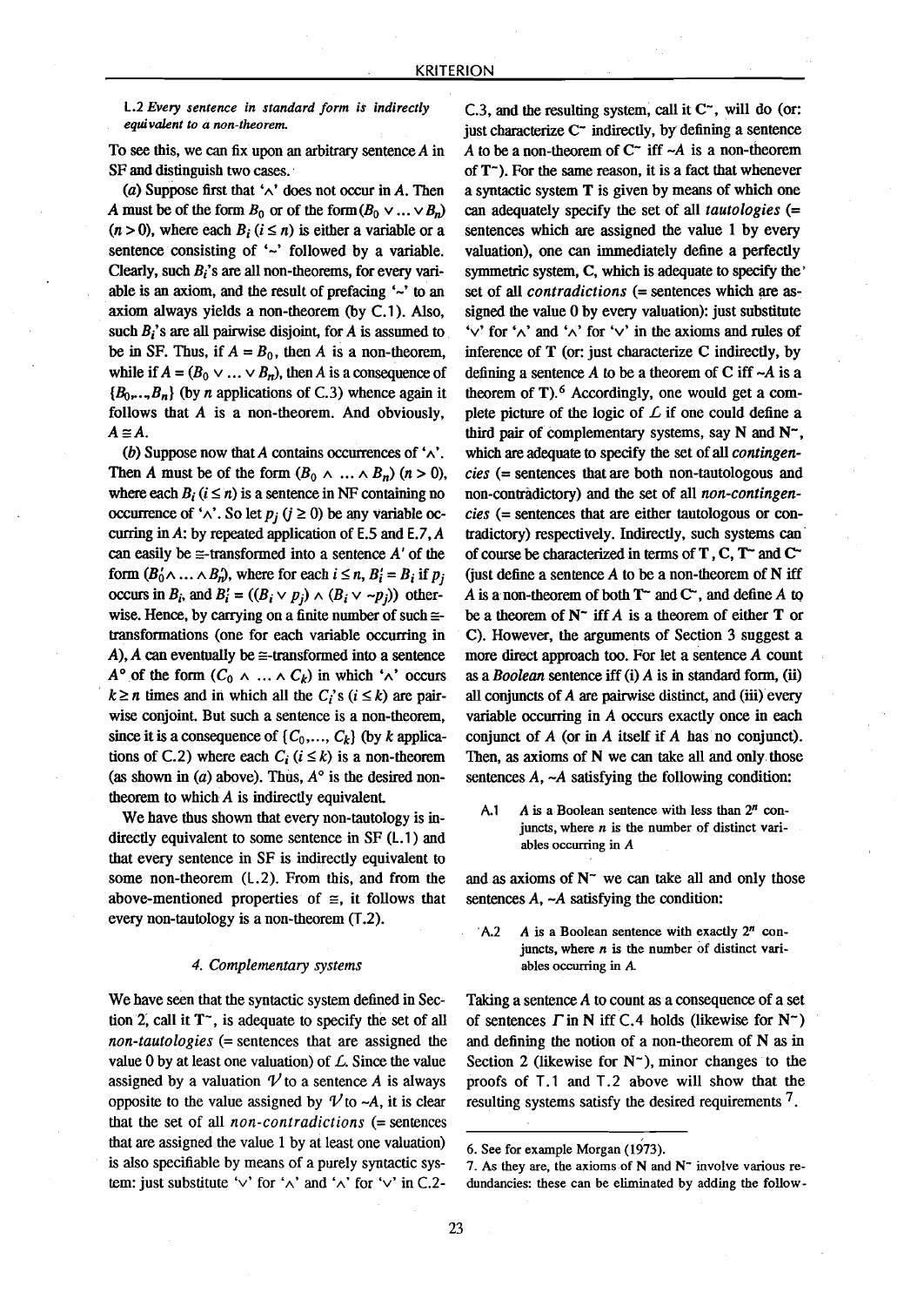L.2 *Every sentence in standard form is indirectly equivalent to a non-theorem.*

To see this, we can fix upon an arbitrary sentence $A$ in SF and distinguish two cases.

(*a*) Suppose first that '$\wedge$' does not occur in $A$. Then $A$ must be of the form $B_0$ or of the form $(B_0 \vee \ldots \vee B_n)$ $(n > 0)$, where each $B_i$ $(i \leq n)$ is either a variable or a sentence consisting of '$\sim$' followed by a variable. Clearly, such $B_i$'s are all non-theorems, for every variable is an axiom, and the result of prefacing '$\sim$' to an axiom always yields a non-theorem (by C.1). Also, such $B_i$'s are all pairwise disjoint, for $A$ is assumed to be in SF. Thus, if $A = B_0$, then $A$ is a non-theorem, while if $A = (B_0 \vee \ldots \vee B_n)$, then $A$ is a consequence of $\{B_0, \ldots, B_n\}$ (by $n$ applications of C.3) whence again it follows that $A$ is a non-theorem. And obviously, $A \equiv A$.

(*b*) Suppose now that $A$ contains occurrences of '$\wedge$'. Then $A$ must be of the form $(B_0 \wedge \ldots \wedge B_n)$ $(n > 0)$, where each $B_i$ $(i \leq n)$ is a sentence in NF containing no occurrence of '$\wedge$'. So let $p_j$ $(j \geq 0)$ be any variable occurring in $A$: by repeated application of E.5 and E.7, $A$ can easily be $\equiv$-transformed into a sentence $A'$ of the form $(B_0' \wedge \ldots \wedge B_n')$, where for each $i \leq n$, $B_i' = B_i$ if $p_j$ occurs in $B_i$, and $B_i' = ((B_i \vee p_j) \wedge (B_i \vee \sim p_j))$ otherwise. Hence, by carrying on a finite number of such $\equiv$-transformations (one for each variable occurring in $A$), $A$ can eventually be $\equiv$-transformed into a sentence $A°$ of the form $(C_0 \wedge \ldots \wedge C_k)$ in which '$\wedge$' occurs $k \geq n$ times and in which all the $C_i$'s $(i \leq k)$ are pairwise conjoint. But such a sentence is a non-theorem, since it is a consequence of $\{C_0, \ldots, C_k\}$ (by $k$ applications of C.2) where each $C_i$ $(i \leq k)$ is a non-theorem (as shown in (*a*) above). Thus, $A°$ is the desired non-theorem to which $A$ is indirectly equivalent.

We have thus shown that every non-tautology is indirectly equivalent to some sentence in SF (L.1) and that every sentence in SF is indirectly equivalent to some non-theorem (L.2). From this, and from the above-mentioned properties of $\equiv$, it follows that every non-tautology is a non-theorem (T.2).

### 4. Complementary systems

We have seen that the syntactic system defined in Section 2, call it $\mathbf{T}^{\sim}$, is adequate to specify the set of all *non-tautologies* (= sentences that are assigned the value 0 by at least one valuation) of $\mathcal{L}$. Since the value assigned by a valuation $\mathcal{V}$ to a sentence $A$ is always opposite to the value assigned by $\mathcal{V}$ to $\sim A$, it is clear that the set of all *non-contradictions* (= sentences that are assigned the value 1 by at least one valuation) is also specifiable by means of a purely syntactic system: just substitute '$\vee$' for '$\wedge$' and '$\wedge$' for '$\vee$' in C.2-C.3, and the resulting system, call it $\mathbf{C}^{\sim}$, will do (or: just characterize $\mathbf{C}^{\sim}$ indirectly, by defining a sentence $A$ to be a non-theorem of $\mathbf{C}^{\sim}$ iff $\sim A$ is a non-theorem of $\mathbf{T}^{\sim}$). For the same reason, it is a fact that whenever a syntactic system $\mathbf{T}$ is given by means of which one can adequately specify the set of all *tautologies* (= sentences which are assigned the value 1 by every valuation), one can immediately define a perfectly symmetric system, $\mathbf{C}$, which is adequate to specify the set of all *contradictions* (= sentences which are assigned the value 0 by every valuation): just substitute '$\vee$' for '$\wedge$' and '$\wedge$' for '$\vee$' in the axioms and rules of inference of $\mathbf{T}$ (or: just characterize $\mathbf{C}$ indirectly, by defining a sentence $A$ to be a theorem of $\mathbf{C}$ iff $\sim A$ is a theorem of $\mathbf{T}$).[6] Accordingly, one would get a complete picture of the logic of $\mathcal{L}$ if one could define a third pair of complementary systems, say $\mathbf{N}$ and $\mathbf{N}^{\sim}$, which are adequate to specify the set of all *contingencies* (= sentences that are both non-tautologous and non-contradictory) and the set of all *non-contingencies* (= sentences that are either tautologous or contradictory) respectively. Indirectly, such systems can of course be characterized in terms of $\mathbf{T}$, $\mathbf{C}$, $\mathbf{T}^{\sim}$ and $\mathbf{C}^{\sim}$ (just define a sentence $A$ to be a non-theorem of $\mathbf{N}$ iff $A$ is a non-theorem of both $\mathbf{T}^{\sim}$ and $\mathbf{C}^{\sim}$, and define $A$ to be a theorem of $\mathbf{N}^{\sim}$ iff $A$ is a theorem of either $\mathbf{T}$ or $\mathbf{C}$). However, the arguments of Section 3 suggest a more direct approach too. For let a sentence $A$ count as a *Boolean* sentence iff (i) $A$ is in standard form, (ii) all conjuncts of $A$ are pairwise distinct, and (iii) every variable occurring in $A$ occurs exactly once in each conjunct of $A$ (or in $A$ itself if $A$ has no conjunct). Then, as axioms of $\mathbf{N}$ we can take all and only those sentences $A$, $\sim A$ satisfying the following condition:

> A.1 $A$ is a Boolean sentence with less than $2^n$ conjuncts, where $n$ is the number of distinct variables occurring in $A$

and as axioms of $\mathbf{N}^{\sim}$ we can take all and only those sentences $A$, $\sim A$ satisfying the condition:

> A.2 $A$ is a Boolean sentence with exactly $2^n$ conjuncts, where $n$ is the number of distinct variables occurring in $A$.

Taking a sentence $A$ to count as a consequence of a set of sentences $\Gamma$ in $\mathbf{N}$ iff C.4 holds (likewise for $\mathbf{N}^{\sim}$) and defining the notion of a non-theorem of $\mathbf{N}$ as in Section 2 (likewise for $\mathbf{N}^{\sim}$), minor changes to the proofs of T.1 and T.2 above will show that the resulting systems satisfy the desired requirements [7].

---

6. See for example Morgan (1973).

7. As they are, the axioms of $\mathbf{N}$ and $\mathbf{N}^{\sim}$ involve various redundancies: these can be eliminated by adding the follow-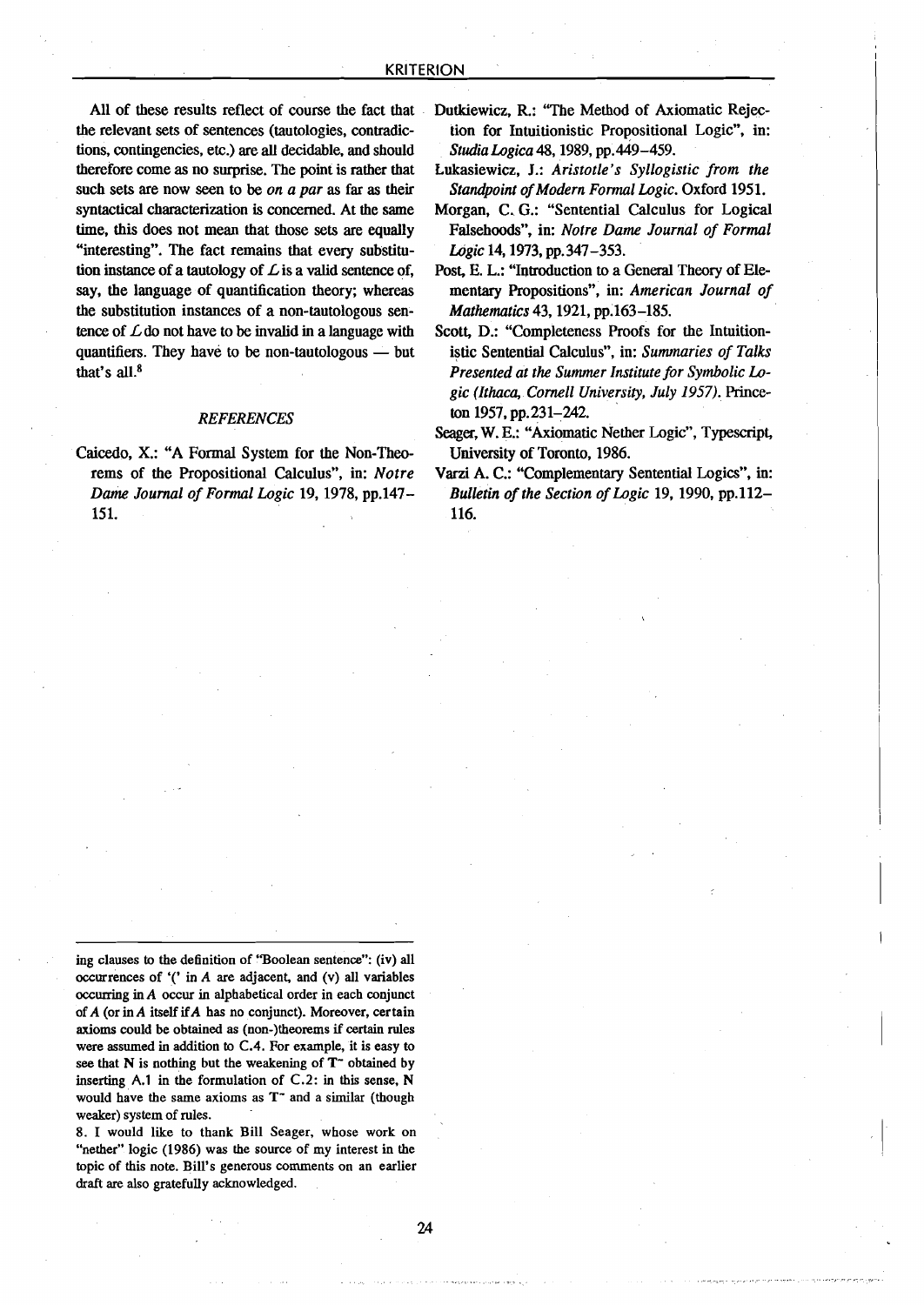All of these results reflect of course the fact that the relevant sets of sentences (tautologies, contradictions, contingencies, etc.) are all decidable, and should therefore come as no surprise. The point is rather that such sets are now seen to be *on a par* as far as their syntactical characterization is concerned. At the same time, this does not mean that those sets are equally "interesting". The fact remains that every substitution instance of a tautology of $\mathcal{L}$ is a valid sentence of, say, the language of quantification theory; whereas the substitution instances of a non-tautologous sentence of $\mathcal{L}$ do not have to be invalid in a language with quantifiers. They have to be non-tautologous — but that's all.[8]

### *REFERENCES*

Caicedo, X.: "A Formal System for the Non-Theorems of the Propositional Calculus", in: *Notre Dame Journal of Formal Logic* 19, 1978, pp.147–151.

Dutkiewicz, R.: "The Method of Axiomatic Rejection for Intuitionistic Propositional Logic", in: *Studia Logica* 48, 1989, pp.449–459.

Łukasiewicz, J.: *Aristotle's Syllogistic from the Standpoint of Modern Formal Logic*. Oxford 1951.

Morgan, C. G.: "Sentential Calculus for Logical Falsehoods", in: *Notre Dame Journal of Formal Logic* 14, 1973, pp.347–353.

Post, E. L.: "Introduction to a General Theory of Elementary Propositions", in: *American Journal of Mathematics* 43, 1921, pp.163–185.

Scott, D.: "Completeness Proofs for the Intuitionistic Sentential Calculus", in: *Summaries of Talks Presented at the Summer Institute for Symbolic Logic (Ithaca, Cornell University, July 1957)*. Princeton 1957, pp.231–242.

Seager, W. E.: "Axiomatic Nether Logic", Typescript, University of Toronto, 1986.

Varzi A. C.: "Complementary Sentential Logics", in: *Bulletin of the Section of Logic* 19, 1990, pp.112–116.

---

ing clauses to the definition of "Boolean sentence": (iv) all occurrences of '(' in $A$ are adjacent, and (v) all variables occurring in $A$ occur in alphabetical order in each conjunct of $A$ (or in $A$ itself if $A$ has no conjunct). Moreover, certain axioms could be obtained as (non-)theorems if certain rules were assumed in addition to C.4. For example, it is easy to see that **N** is nothing but the weakening of $\mathbf{T}^{-}$ obtained by inserting A.1 in the formulation of C.2: in this sense, **N** would have the same axioms as $\mathbf{T}^{-}$ and a similar (though weaker) system of rules.

8. I would like to thank Bill Seager, whose work on "nether" logic (1986) was the source of my interest in the topic of this note. Bill's generous comments on an earlier draft are also gratefully acknowledged.